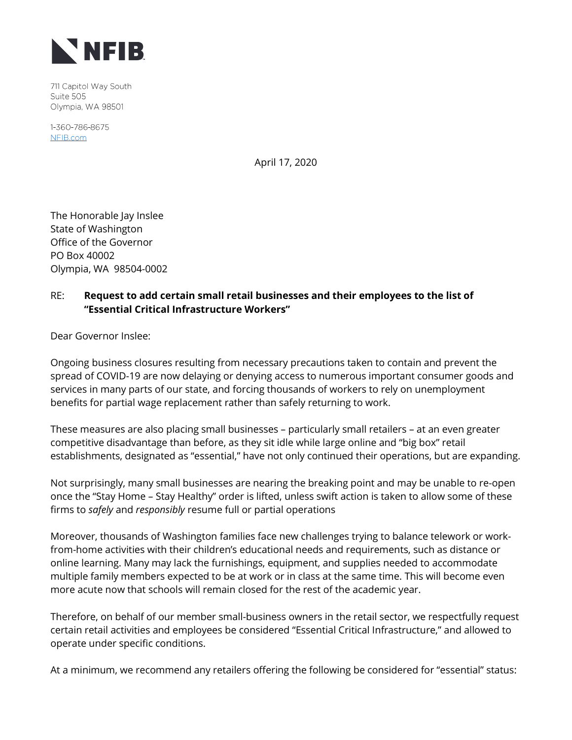**NFIB**

711 Capitol Way South
Suite 505
Olympia, WA 98501

1-360-786-8675
NFIB.com

April 17, 2020

The Honorable Jay Inslee
State of Washington
Office of the Governor
PO Box 40002
Olympia, WA 98504-0002

RE: **Request to add certain small retail businesses and their employees to the list of "Essential Critical Infrastructure Workers"**

Dear Governor Inslee:

Ongoing business closures resulting from necessary precautions taken to contain and prevent the spread of COVID-19 are now delaying or denying access to numerous important consumer goods and services in many parts of our state, and forcing thousands of workers to rely on unemployment benefits for partial wage replacement rather than safely returning to work.

These measures are also placing small businesses – particularly small retailers – at an even greater competitive disadvantage than before, as they sit idle while large online and "big box" retail establishments, designated as "essential," have not only continued their operations, but are expanding.

Not surprisingly, many small businesses are nearing the breaking point and may be unable to re-open once the "Stay Home – Stay Healthy" order is lifted, unless swift action is taken to allow some of these firms to *safely* and *responsibly* resume full or partial operations

Moreover, thousands of Washington families face new challenges trying to balance telework or work-from-home activities with their children's educational needs and requirements, such as distance or online learning. Many may lack the furnishings, equipment, and supplies needed to accommodate multiple family members expected to be at work or in class at the same time. This will become even more acute now that schools will remain closed for the rest of the academic year.

Therefore, on behalf of our member small-business owners in the retail sector, we respectfully request certain retail activities and employees be considered "Essential Critical Infrastructure," and allowed to operate under specific conditions.

At a minimum, we recommend any retailers offering the following be considered for "essential" status: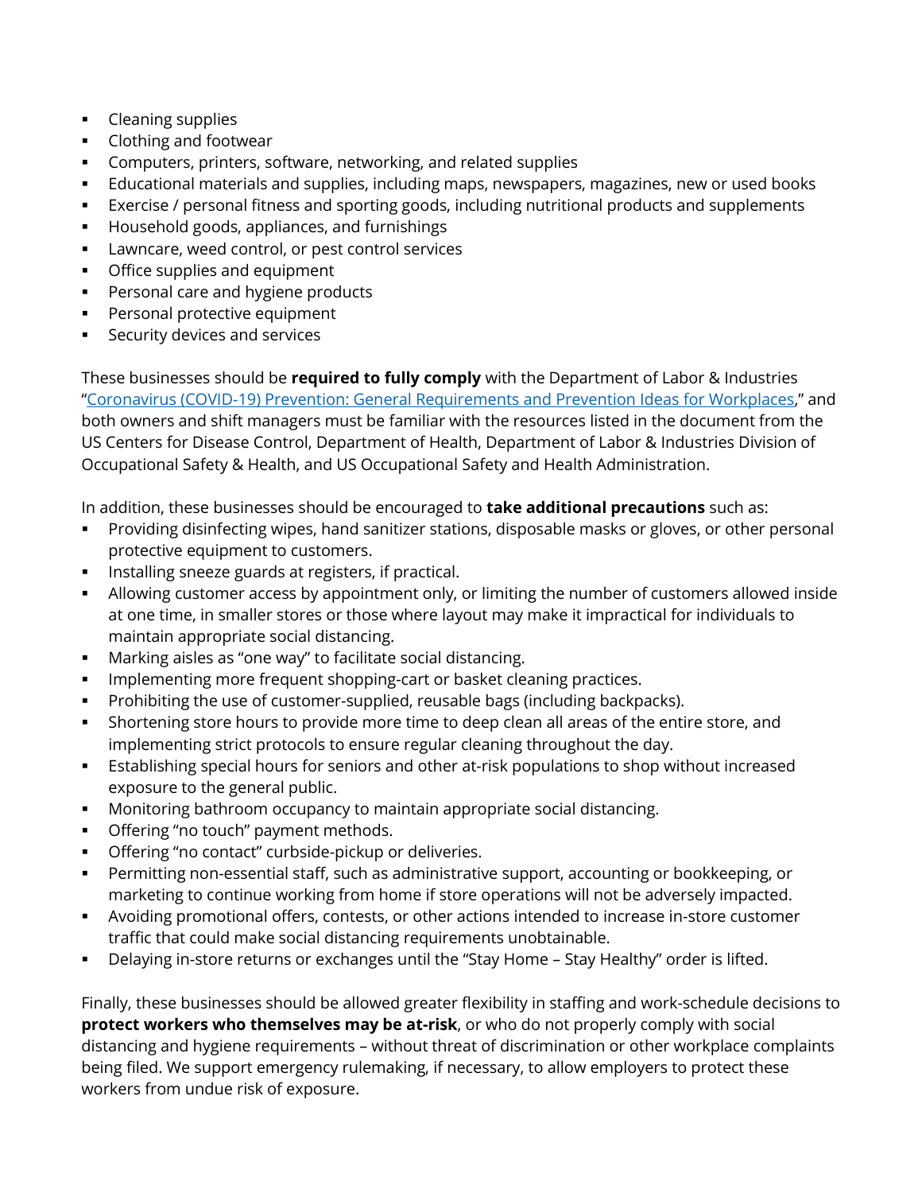- Cleaning supplies
- Clothing and footwear
- Computers, printers, software, networking, and related supplies
- Educational materials and supplies, including maps, newspapers, magazines, new or used books
- Exercise / personal fitness and sporting goods, including nutritional products and supplements
- Household goods, appliances, and furnishings
- Lawncare, weed control, or pest control services
- Office supplies and equipment
- Personal care and hygiene products
- Personal protective equipment
- Security devices and services

These businesses should be **required to fully comply** with the Department of Labor & Industries "[Coronavirus (COVID-19) Prevention: General Requirements and Prevention Ideas for Workplaces](#)," and both owners and shift managers must be familiar with the resources listed in the document from the US Centers for Disease Control, Department of Health, Department of Labor & Industries Division of Occupational Safety & Health, and US Occupational Safety and Health Administration.

In addition, these businesses should be encouraged to **take additional precautions** such as:

- Providing disinfecting wipes, hand sanitizer stations, disposable masks or gloves, or other personal protective equipment to customers.
- Installing sneeze guards at registers, if practical.
- Allowing customer access by appointment only, or limiting the number of customers allowed inside at one time, in smaller stores or those where layout may make it impractical for individuals to maintain appropriate social distancing.
- Marking aisles as "one way" to facilitate social distancing.
- Implementing more frequent shopping-cart or basket cleaning practices.
- Prohibiting the use of customer-supplied, reusable bags (including backpacks).
- Shortening store hours to provide more time to deep clean all areas of the entire store, and implementing strict protocols to ensure regular cleaning throughout the day.
- Establishing special hours for seniors and other at-risk populations to shop without increased exposure to the general public.
- Monitoring bathroom occupancy to maintain appropriate social distancing.
- Offering "no touch" payment methods.
- Offering "no contact" curbside-pickup or deliveries.
- Permitting non-essential staff, such as administrative support, accounting or bookkeeping, or marketing to continue working from home if store operations will not be adversely impacted.
- Avoiding promotional offers, contests, or other actions intended to increase in-store customer traffic that could make social distancing requirements unobtainable.
- Delaying in-store returns or exchanges until the "Stay Home – Stay Healthy" order is lifted.

Finally, these businesses should be allowed greater flexibility in staffing and work-schedule decisions to **protect workers who themselves may be at-risk**, or who do not properly comply with social distancing and hygiene requirements – without threat of discrimination or other workplace complaints being filed. We support emergency rulemaking, if necessary, to allow employers to protect these workers from undue risk of exposure.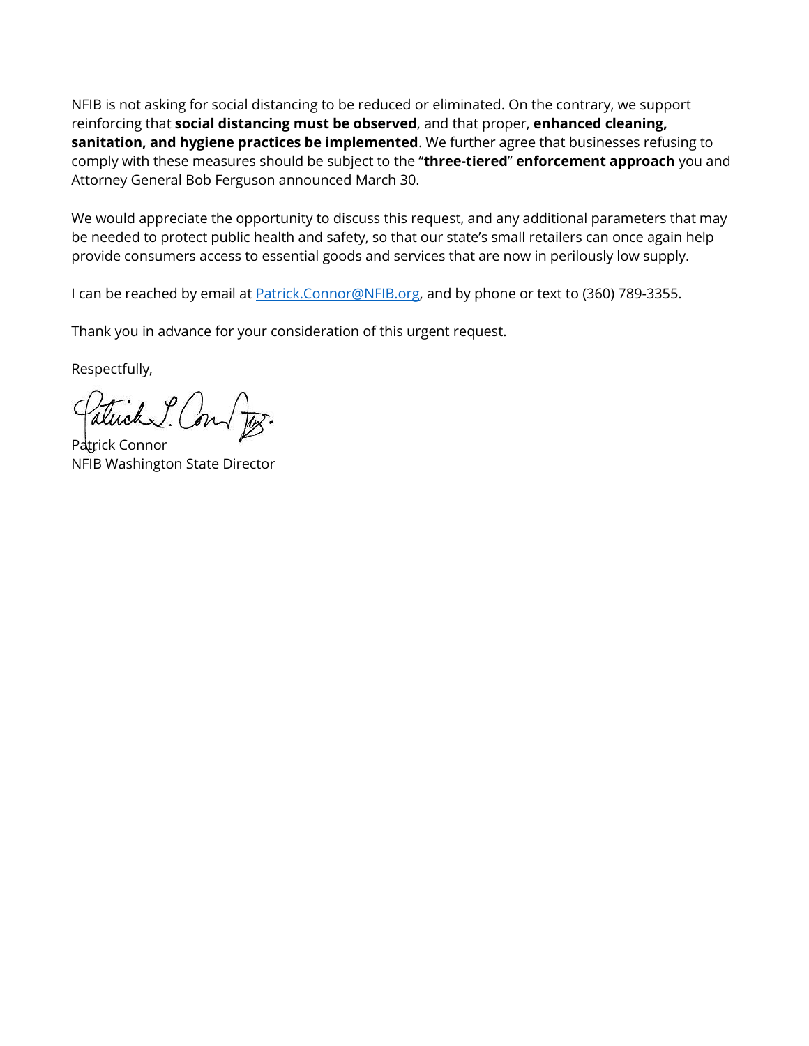NFIB is not asking for social distancing to be reduced or eliminated. On the contrary, we support reinforcing that **social distancing must be observed**, and that proper, **enhanced cleaning, sanitation, and hygiene practices be implemented**. We further agree that businesses refusing to comply with these measures should be subject to the "**three-tiered**" **enforcement approach** you and Attorney General Bob Ferguson announced March 30.

We would appreciate the opportunity to discuss this request, and any additional parameters that may be needed to protect public health and safety, so that our state's small retailers can once again help provide consumers access to essential goods and services that are now in perilously low supply.

I can be reached by email at Patrick.Connor@NFIB.org, and by phone or text to (360) 789-3355.

Thank you in advance for your consideration of this urgent request.

Respectfully,

Patrick Connor
NFIB Washington State Director